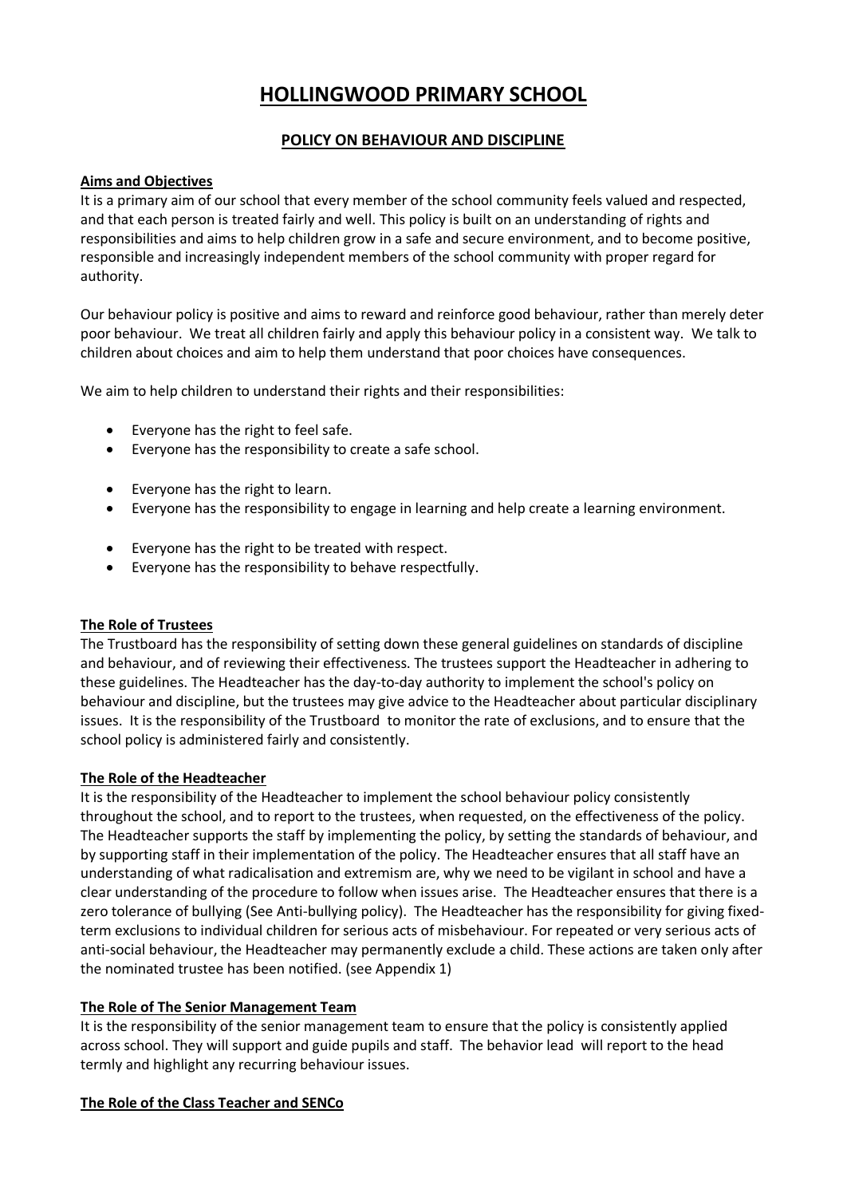# HOLLINGWOOD PRIMARY SCHOOL

## POLICY ON BEHAVIOUR AND DISCIPLINE

### Aims and Objectives

It is a primary aim of our school that every member of the school community feels valued and respected, and that each person is treated fairly and well. This policy is built on an understanding of rights and responsibilities and aims to help children grow in a safe and secure environment, and to become positive, responsible and increasingly independent members of the school community with proper regard for authority.

Our behaviour policy is positive and aims to reward and reinforce good behaviour, rather than merely deter poor behaviour. We treat all children fairly and apply this behaviour policy in a consistent way. We talk to children about choices and aim to help them understand that poor choices have consequences.

We aim to help children to understand their rights and their responsibilities:

- Everyone has the right to feel safe.
- Everyone has the responsibility to create a safe school.

- Everyone has the right to learn.
- Everyone has the responsibility to engage in learning and help create a learning environment.

- Everyone has the right to be treated with respect.
- Everyone has the responsibility to behave respectfully.

### The Role of Trustees

The Trustboard has the responsibility of setting down these general guidelines on standards of discipline and behaviour, and of reviewing their effectiveness. The trustees support the Headteacher in adhering to these guidelines. The Headteacher has the day-to-day authority to implement the school's policy on behaviour and discipline, but the trustees may give advice to the Headteacher about particular disciplinary issues. It is the responsibility of the Trustboard to monitor the rate of exclusions, and to ensure that the school policy is administered fairly and consistently.

### The Role of the Headteacher

It is the responsibility of the Headteacher to implement the school behaviour policy consistently throughout the school, and to report to the trustees, when requested, on the effectiveness of the policy. The Headteacher supports the staff by implementing the policy, by setting the standards of behaviour, and by supporting staff in their implementation of the policy. The Headteacher ensures that all staff have an understanding of what radicalisation and extremism are, why we need to be vigilant in school and have a clear understanding of the procedure to follow when issues arise. The Headteacher ensures that there is a zero tolerance of bullying (See Anti-bullying policy). The Headteacher has the responsibility for giving fixed-term exclusions to individual children for serious acts of misbehaviour. For repeated or very serious acts of anti-social behaviour, the Headteacher may permanently exclude a child. These actions are taken only after the nominated trustee has been notified. (see Appendix 1)

### The Role of The Senior Management Team

It is the responsibility of the senior management team to ensure that the policy is consistently applied across school. They will support and guide pupils and staff. The behavior lead will report to the head termly and highlight any recurring behaviour issues.

### The Role of the Class Teacher and SENCo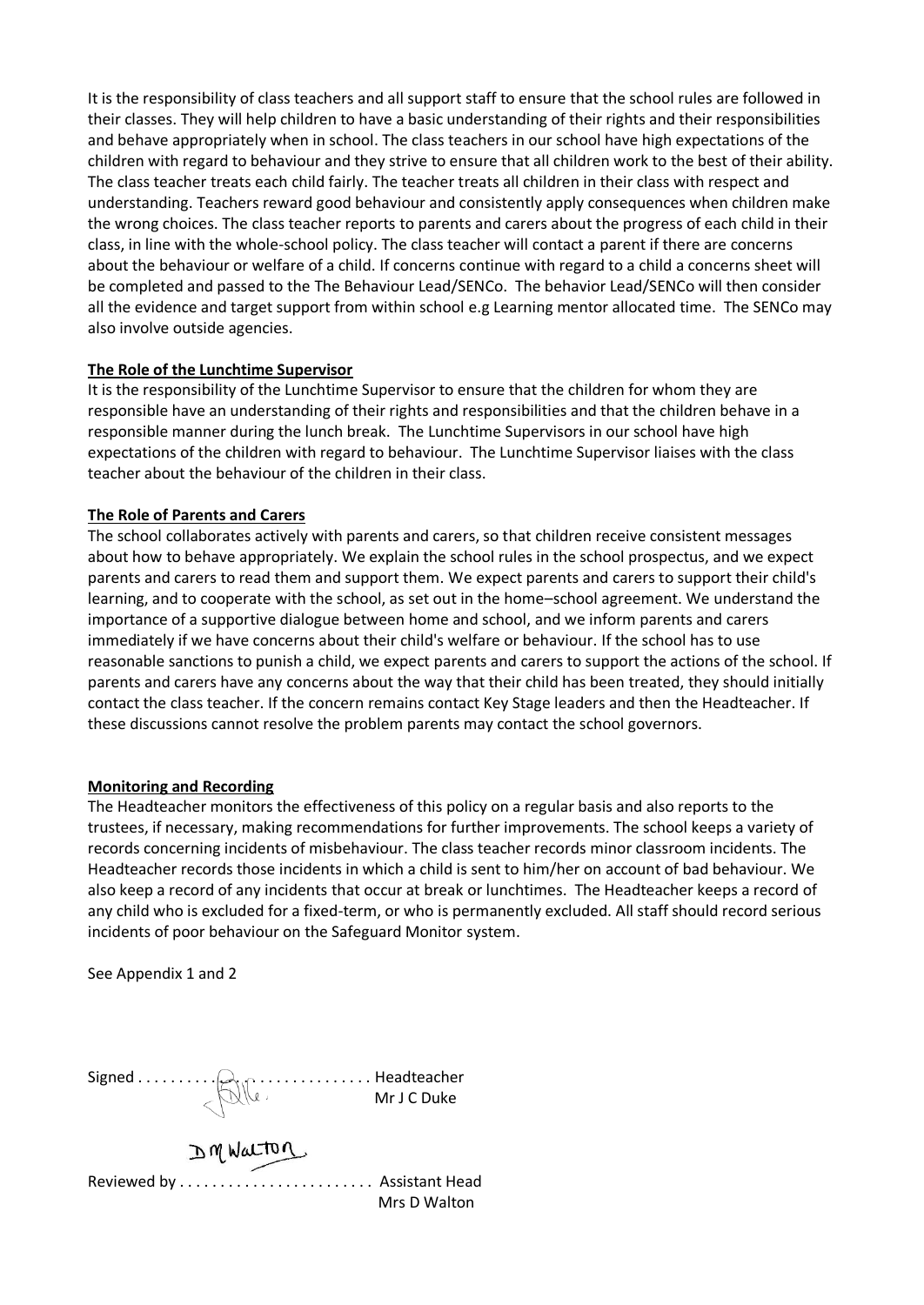It is the responsibility of class teachers and all support staff to ensure that the school rules are followed in their classes. They will help children to have a basic understanding of their rights and their responsibilities and behave appropriately when in school. The class teachers in our school have high expectations of the children with regard to behaviour and they strive to ensure that all children work to the best of their ability. The class teacher treats each child fairly. The teacher treats all children in their class with respect and understanding. Teachers reward good behaviour and consistently apply consequences when children make the wrong choices. The class teacher reports to parents and carers about the progress of each child in their class, in line with the whole-school policy. The class teacher will contact a parent if there are concerns about the behaviour or welfare of a child. If concerns continue with regard to a child a concerns sheet will be completed and passed to the The Behaviour Lead/SENCo. The behavior Lead/SENCo will then consider all the evidence and target support from within school e.g Learning mentor allocated time. The SENCo may also involve outside agencies.

**The Role of the Lunchtime Supervisor**

It is the responsibility of the Lunchtime Supervisor to ensure that the children for whom they are responsible have an understanding of their rights and responsibilities and that the children behave in a responsible manner during the lunch break. The Lunchtime Supervisors in our school have high expectations of the children with regard to behaviour. The Lunchtime Supervisor liaises with the class teacher about the behaviour of the children in their class.

**The Role of Parents and Carers**

The school collaborates actively with parents and carers, so that children receive consistent messages about how to behave appropriately. We explain the school rules in the school prospectus, and we expect parents and carers to read them and support them. We expect parents and carers to support their child's learning, and to cooperate with the school, as set out in the home–school agreement. We understand the importance of a supportive dialogue between home and school, and we inform parents and carers immediately if we have concerns about their child's welfare or behaviour. If the school has to use reasonable sanctions to punish a child, we expect parents and carers to support the actions of the school. If parents and carers have any concerns about the way that their child has been treated, they should initially contact the class teacher. If the concern remains contact Key Stage leaders and then the Headteacher. If these discussions cannot resolve the problem parents may contact the school governors.

**Monitoring and Recording**

The Headteacher monitors the effectiveness of this policy on a regular basis and also reports to the trustees, if necessary, making recommendations for further improvements. The school keeps a variety of records concerning incidents of misbehaviour. The class teacher records minor classroom incidents. The Headteacher records those incidents in which a child is sent to him/her on account of bad behaviour. We also keep a record of any incidents that occur at break or lunchtimes. The Headteacher keeps a record of any child who is excluded for a fixed-term, or who is permanently excluded. All staff should record serious incidents of poor behaviour on the Safeguard Monitor system.

See Appendix 1 and 2

Signed . . . . . . . . . . . . . . . . . . . . . . . . Headteacher
Mr J C Duke

Reviewed by . . . . . . . . . . . . . . . . . . . . . . . Assistant Head
Mrs D Walton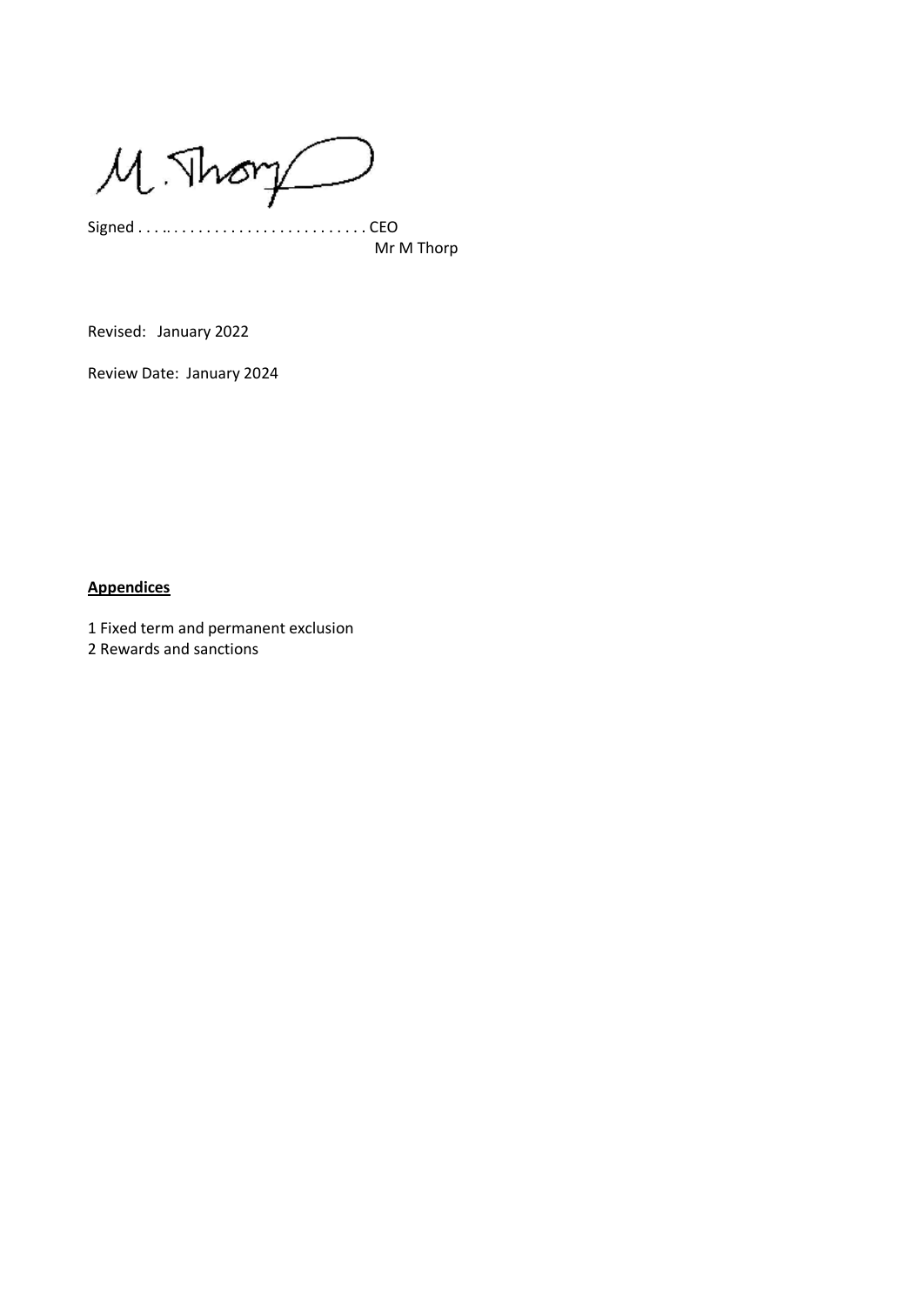Signed . . . .. . . . . . . . . . . . . . . . . . . . . . . . CEO
Mr M Thorp

Revised: January 2022

Review Date: January 2024

**Appendices**

1 Fixed term and permanent exclusion
2 Rewards and sanctions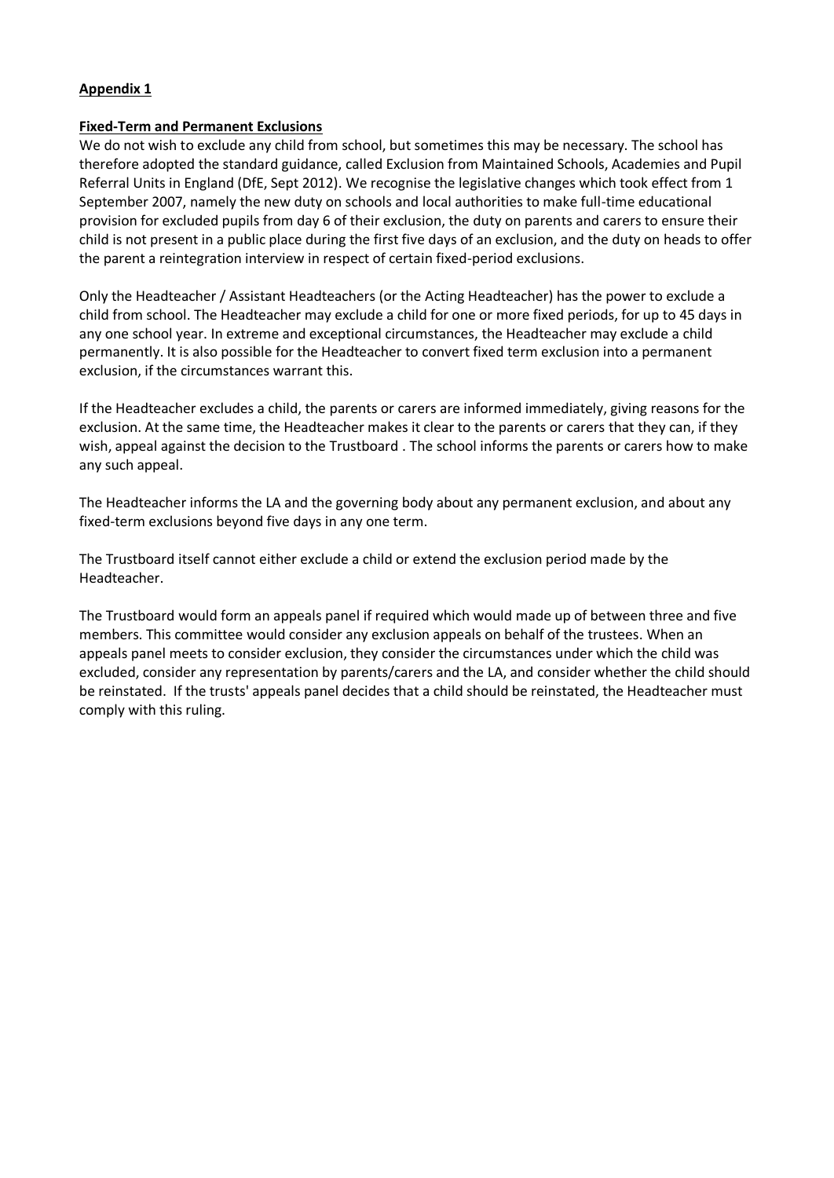**Appendix 1**

**Fixed-Term and Permanent Exclusions**

We do not wish to exclude any child from school, but sometimes this may be necessary. The school has therefore adopted the standard guidance, called Exclusion from Maintained Schools, Academies and Pupil Referral Units in England (DfE, Sept 2012). We recognise the legislative changes which took effect from 1 September 2007, namely the new duty on schools and local authorities to make full-time educational provision for excluded pupils from day 6 of their exclusion, the duty on parents and carers to ensure their child is not present in a public place during the first five days of an exclusion, and the duty on heads to offer the parent a reintegration interview in respect of certain fixed-period exclusions.

Only the Headteacher / Assistant Headteachers (or the Acting Headteacher) has the power to exclude a child from school. The Headteacher may exclude a child for one or more fixed periods, for up to 45 days in any one school year. In extreme and exceptional circumstances, the Headteacher may exclude a child permanently. It is also possible for the Headteacher to convert fixed term exclusion into a permanent exclusion, if the circumstances warrant this.

If the Headteacher excludes a child, the parents or carers are informed immediately, giving reasons for the exclusion. At the same time, the Headteacher makes it clear to the parents or carers that they can, if they wish, appeal against the decision to the Trustboard . The school informs the parents or carers how to make any such appeal.

The Headteacher informs the LA and the governing body about any permanent exclusion, and about any fixed-term exclusions beyond five days in any one term.

The Trustboard itself cannot either exclude a child or extend the exclusion period made by the Headteacher.

The Trustboard would form an appeals panel if required which would made up of between three and five members. This committee would consider any exclusion appeals on behalf of the trustees. When an appeals panel meets to consider exclusion, they consider the circumstances under which the child was excluded, consider any representation by parents/carers and the LA, and consider whether the child should be reinstated. If the trusts' appeals panel decides that a child should be reinstated, the Headteacher must comply with this ruling.